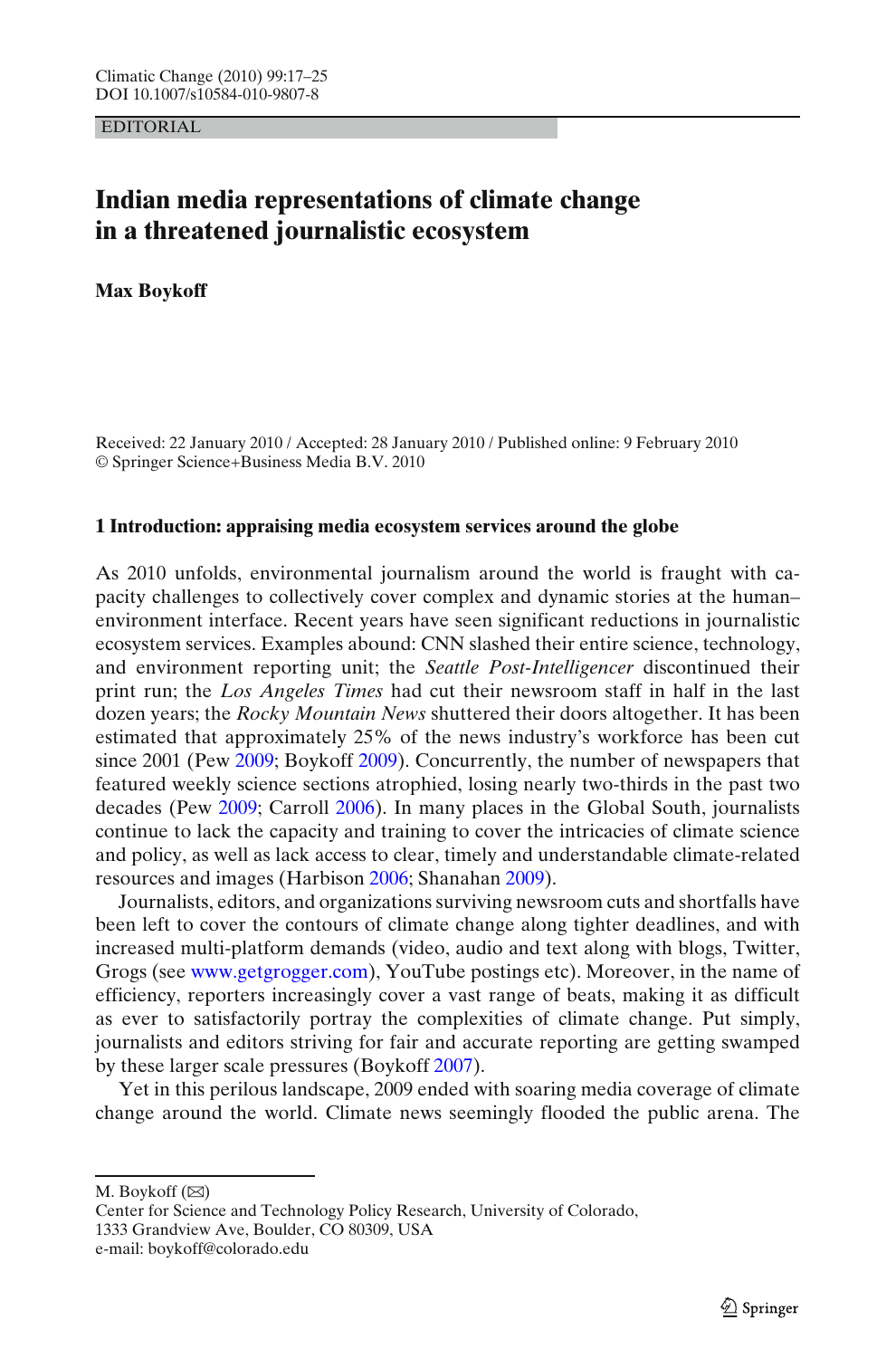EDITORIAL

# Indian media representations of climate change in a threatened journalistic ecosystem

**Max Boykoff**

Received: 22 January 2010 / Accepted: 28 January 2010 / Published online: 9 February 2010
© Springer Science+Business Media B.V. 2010

## 1 Introduction: appraising media ecosystem services around the globe

As 2010 unfolds, environmental journalism around the world is fraught with capacity challenges to collectively cover complex and dynamic stories at the human–environment interface. Recent years have seen significant reductions in journalistic ecosystem services. Examples abound: CNN slashed their entire science, technology, and environment reporting unit; the *Seattle Post-Intelligencer* discontinued their print run; the *Los Angeles Times* had cut their newsroom staff in half in the last dozen years; the *Rocky Mountain News* shuttered their doors altogether. It has been estimated that approximately 25% of the news industry's workforce has been cut since 2001 (Pew 2009; Boykoff 2009). Concurrently, the number of newspapers that featured weekly science sections atrophied, losing nearly two-thirds in the past two decades (Pew 2009; Carroll 2006). In many places in the Global South, journalists continue to lack the capacity and training to cover the intricacies of climate science and policy, as well as lack access to clear, timely and understandable climate-related resources and images (Harbison 2006; Shanahan 2009).

Journalists, editors, and organizations surviving newsroom cuts and shortfalls have been left to cover the contours of climate change along tighter deadlines, and with increased multi-platform demands (video, audio and text along with blogs, Twitter, Grogs (see www.getgrogger.com), YouTube postings etc). Moreover, in the name of efficiency, reporters increasingly cover a vast range of beats, making it as difficult as ever to satisfactorily portray the complexities of climate change. Put simply, journalists and editors striving for fair and accurate reporting are getting swamped by these larger scale pressures (Boykoff 2007).

Yet in this perilous landscape, 2009 ended with soaring media coverage of climate change around the world. Climate news seemingly flooded the public arena. The

M. Boykoff (✉)
Center for Science and Technology Policy Research, University of Colorado,
1333 Grandview Ave, Boulder, CO 80309, USA
e-mail: boykoff@colorado.edu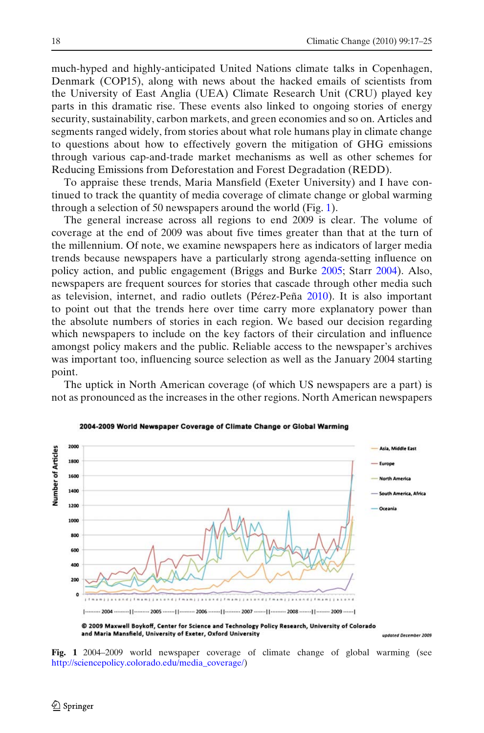much-hyped and highly-anticipated United Nations climate talks in Copenhagen, Denmark (COP15), along with news about the hacked emails of scientists from the University of East Anglia (UEA) Climate Research Unit (CRU) played key parts in this dramatic rise. These events also linked to ongoing stories of energy security, sustainability, carbon markets, and green economies and so on. Articles and segments ranged widely, from stories about what role humans play in climate change to questions about how to effectively govern the mitigation of GHG emissions through various cap-and-trade market mechanisms as well as other schemes for Reducing Emissions from Deforestation and Forest Degradation (REDD).

To appraise these trends, Maria Mansfield (Exeter University) and I have continued to track the quantity of media coverage of climate change or global warming through a selection of 50 newspapers around the world (Fig. 1).

The general increase across all regions to end 2009 is clear. The volume of coverage at the end of 2009 was about five times greater than that at the turn of the millennium. Of note, we examine newspapers here as indicators of larger media trends because newspapers have a particularly strong agenda-setting influence on policy action, and public engagement (Briggs and Burke 2005; Starr 2004). Also, newspapers are frequent sources for stories that cascade through other media such as television, internet, and radio outlets (Pérez-Peña 2010). It is also important to point out that the trends here over time carry more explanatory power than the absolute numbers of stories in each region. We based our decision regarding which newspapers to include on the key factors of their circulation and influence amongst policy makers and the public. Reliable access to the newspaper's archives was important too, influencing source selection as well as the January 2004 starting point.

The uptick in North American coverage (of which US newspapers are a part) is not as pronounced as the increases in the other regions. North American newspapers

**2004-2009 World Newspaper Coverage of Climate Change or Global Warming**

Number of Articles

2000
1800
1600
1400
1200
1000
800
600
400
200
0

Asia, Middle East
Europe
North America
South America, Africa
Oceania

2004 | 2005 | 2006 | 2007 | 2008 | 2009

© 2009 Maxwell Boykoff, Center for Science and Technology Policy Research, University of Colorado and Maria Mansfield, University of Exeter, Oxford University

updated December 2009

**Fig. 1** 2004–2009 world newspaper coverage of climate change of global warming (see http://sciencepolicy.colorado.edu/media_coverage/)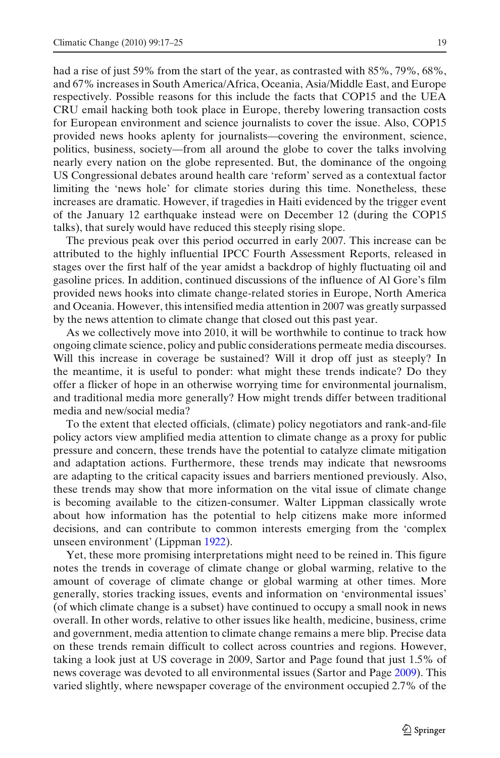had a rise of just 59% from the start of the year, as contrasted with 85%, 79%, 68%, and 67% increases in South America/Africa, Oceania, Asia/Middle East, and Europe respectively. Possible reasons for this include the facts that COP15 and the UEA CRU email hacking both took place in Europe, thereby lowering transaction costs for European environment and science journalists to cover the issue. Also, COP15 provided news hooks aplenty for journalists—covering the environment, science, politics, business, society—from all around the globe to cover the talks involving nearly every nation on the globe represented. But, the dominance of the ongoing US Congressional debates around health care 'reform' served as a contextual factor limiting the 'news hole' for climate stories during this time. Nonetheless, these increases are dramatic. However, if tragedies in Haiti evidenced by the trigger event of the January 12 earthquake instead were on December 12 (during the COP15 talks), that surely would have reduced this steeply rising slope.

The previous peak over this period occurred in early 2007. This increase can be attributed to the highly influential IPCC Fourth Assessment Reports, released in stages over the first half of the year amidst a backdrop of highly fluctuating oil and gasoline prices. In addition, continued discussions of the influence of Al Gore's film provided news hooks into climate change-related stories in Europe, North America and Oceania. However, this intensified media attention in 2007 was greatly surpassed by the news attention to climate change that closed out this past year.

As we collectively move into 2010, it will be worthwhile to continue to track how ongoing climate science, policy and public considerations permeate media discourses. Will this increase in coverage be sustained? Will it drop off just as steeply? In the meantime, it is useful to ponder: what might these trends indicate? Do they offer a flicker of hope in an otherwise worrying time for environmental journalism, and traditional media more generally? How might trends differ between traditional media and new/social media?

To the extent that elected officials, (climate) policy negotiators and rank-and-file policy actors view amplified media attention to climate change as a proxy for public pressure and concern, these trends have the potential to catalyze climate mitigation and adaptation actions. Furthermore, these trends may indicate that newsrooms are adapting to the critical capacity issues and barriers mentioned previously. Also, these trends may show that more information on the vital issue of climate change is becoming available to the citizen-consumer. Walter Lippman classically wrote about how information has the potential to help citizens make more informed decisions, and can contribute to common interests emerging from the 'complex unseen environment' (Lippman 1922).

Yet, these more promising interpretations might need to be reined in. This figure notes the trends in coverage of climate change or global warming, relative to the amount of coverage of climate change or global warming at other times. More generally, stories tracking issues, events and information on 'environmental issues' (of which climate change is a subset) have continued to occupy a small nook in news overall. In other words, relative to other issues like health, medicine, business, crime and government, media attention to climate change remains a mere blip. Precise data on these trends remain difficult to collect across countries and regions. However, taking a look just at US coverage in 2009, Sartor and Page found that just 1.5% of news coverage was devoted to all environmental issues (Sartor and Page 2009). This varied slightly, where newspaper coverage of the environment occupied 2.7% of the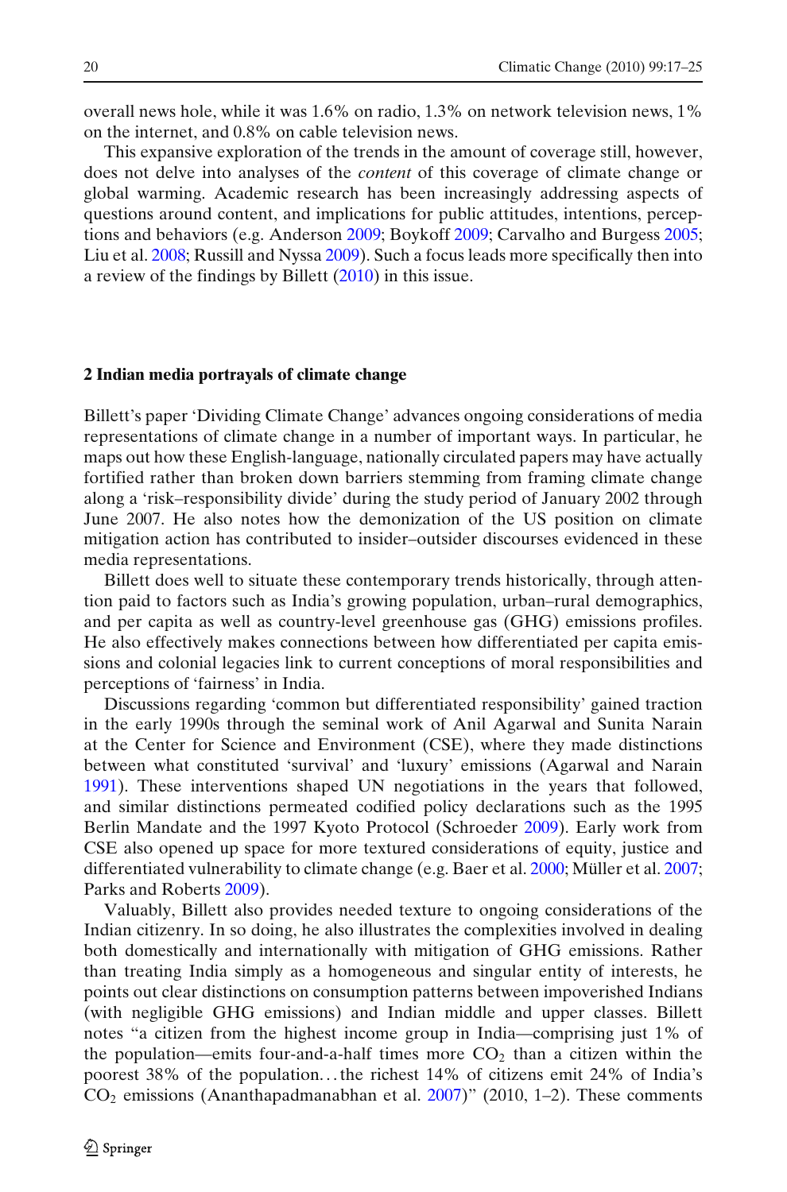overall news hole, while it was 1.6% on radio, 1.3% on network television news, 1% on the internet, and 0.8% on cable television news.

This expansive exploration of the trends in the amount of coverage still, however, does not delve into analyses of the *content* of this coverage of climate change or global warming. Academic research has been increasingly addressing aspects of questions around content, and implications for public attitudes, intentions, perceptions and behaviors (e.g. Anderson 2009; Boykoff 2009; Carvalho and Burgess 2005; Liu et al. 2008; Russill and Nyssa 2009). Such a focus leads more specifically then into a review of the findings by Billett (2010) in this issue.

## 2 Indian media portrayals of climate change

Billett's paper 'Dividing Climate Change' advances ongoing considerations of media representations of climate change in a number of important ways. In particular, he maps out how these English-language, nationally circulated papers may have actually fortified rather than broken down barriers stemming from framing climate change along a 'risk–responsibility divide' during the study period of January 2002 through June 2007. He also notes how the demonization of the US position on climate mitigation action has contributed to insider–outsider discourses evidenced in these media representations.

Billett does well to situate these contemporary trends historically, through attention paid to factors such as India's growing population, urban–rural demographics, and per capita as well as country-level greenhouse gas (GHG) emissions profiles. He also effectively makes connections between how differentiated per capita emissions and colonial legacies link to current conceptions of moral responsibilities and perceptions of 'fairness' in India.

Discussions regarding 'common but differentiated responsibility' gained traction in the early 1990s through the seminal work of Anil Agarwal and Sunita Narain at the Center for Science and Environment (CSE), where they made distinctions between what constituted 'survival' and 'luxury' emissions (Agarwal and Narain 1991). These interventions shaped UN negotiations in the years that followed, and similar distinctions permeated codified policy declarations such as the 1995 Berlin Mandate and the 1997 Kyoto Protocol (Schroeder 2009). Early work from CSE also opened up space for more textured considerations of equity, justice and differentiated vulnerability to climate change (e.g. Baer et al. 2000; Müller et al. 2007; Parks and Roberts 2009).

Valuably, Billett also provides needed texture to ongoing considerations of the Indian citizenry. In so doing, he also illustrates the complexities involved in dealing both domestically and internationally with mitigation of GHG emissions. Rather than treating India simply as a homogeneous and singular entity of interests, he points out clear distinctions on consumption patterns between impoverished Indians (with negligible GHG emissions) and Indian middle and upper classes. Billett notes "a citizen from the highest income group in India—comprising just 1% of the population—emits four-and-a-half times more $CO_2$ than a citizen within the poorest 38% of the population…the richest 14% of citizens emit 24% of India's $CO_2$ emissions (Ananthapadmanabhan et al. 2007)" (2010, 1–2). These comments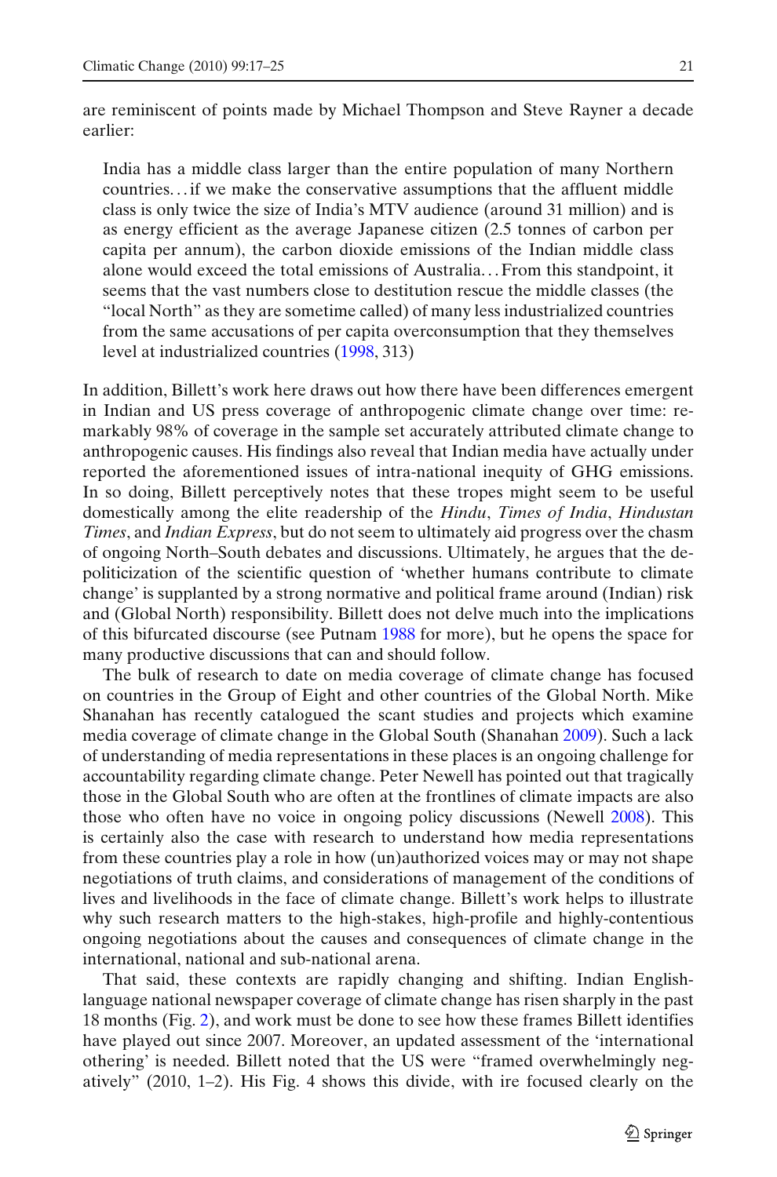are reminiscent of points made by Michael Thompson and Steve Rayner a decade earlier:

> India has a middle class larger than the entire population of many Northern countries…if we make the conservative assumptions that the affluent middle class is only twice the size of India's MTV audience (around 31 million) and is as energy efficient as the average Japanese citizen (2.5 tonnes of carbon per capita per annum), the carbon dioxide emissions of the Indian middle class alone would exceed the total emissions of Australia…From this standpoint, it seems that the vast numbers close to destitution rescue the middle classes (the "local North" as they are sometime called) of many less industrialized countries from the same accusations of per capita overconsumption that they themselves level at industrialized countries (1998, 313)

In addition, Billett's work here draws out how there have been differences emergent in Indian and US press coverage of anthropogenic climate change over time: remarkably 98% of coverage in the sample set accurately attributed climate change to anthropogenic causes. His findings also reveal that Indian media have actually under reported the aforementioned issues of intra-national inequity of GHG emissions. In so doing, Billett perceptively notes that these tropes might seem to be useful domestically among the elite readership of the *Hindu*, *Times of India*, *Hindustan Times*, and *Indian Express*, but do not seem to ultimately aid progress over the chasm of ongoing North–South debates and discussions. Ultimately, he argues that the de-politicization of the scientific question of 'whether humans contribute to climate change' is supplanted by a strong normative and political frame around (Indian) risk and (Global North) responsibility. Billett does not delve much into the implications of this bifurcated discourse (see Putnam 1988 for more), but he opens the space for many productive discussions that can and should follow.

The bulk of research to date on media coverage of climate change has focused on countries in the Group of Eight and other countries of the Global North. Mike Shanahan has recently catalogued the scant studies and projects which examine media coverage of climate change in the Global South (Shanahan 2009). Such a lack of understanding of media representations in these places is an ongoing challenge for accountability regarding climate change. Peter Newell has pointed out that tragically those in the Global South who are often at the frontlines of climate impacts are also those who often have no voice in ongoing policy discussions (Newell 2008). This is certainly also the case with research to understand how media representations from these countries play a role in how (un)authorized voices may or may not shape negotiations of truth claims, and considerations of management of the conditions of lives and livelihoods in the face of climate change. Billett's work helps to illustrate why such research matters to the high-stakes, high-profile and highly-contentious ongoing negotiations about the causes and consequences of climate change in the international, national and sub-national arena.

That said, these contexts are rapidly changing and shifting. Indian English-language national newspaper coverage of climate change has risen sharply in the past 18 months (Fig. 2), and work must be done to see how these frames Billett identifies have played out since 2007. Moreover, an updated assessment of the 'international othering' is needed. Billett noted that the US were "framed overwhelmingly negatively" (2010, 1–2). His Fig. 4 shows this divide, with ire focused clearly on the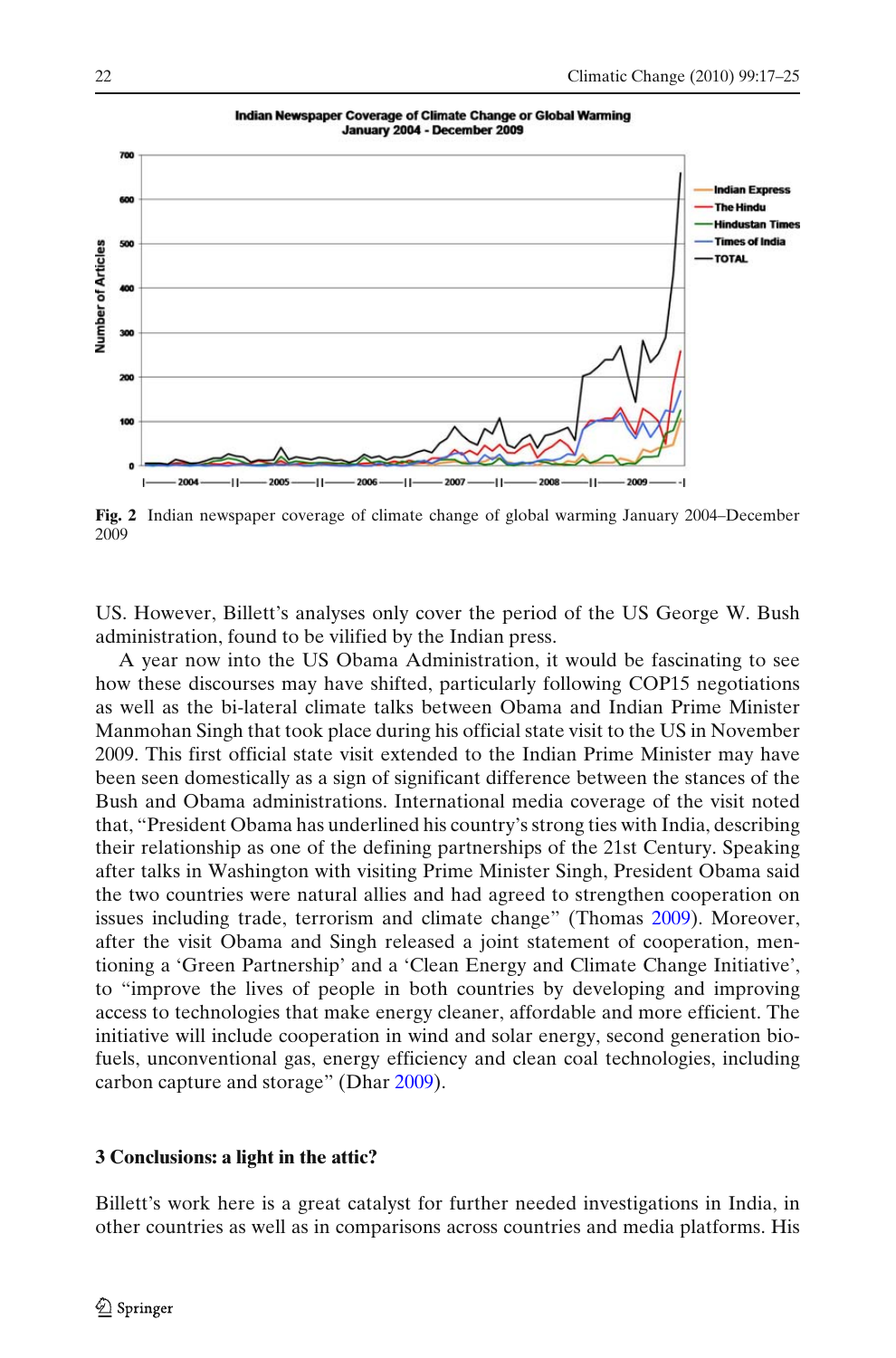Indian Newspaper Coverage of Climate Change or Global Warming
January 2004 - December 2009

Number of Articles

700
600
500
400
300
200
100
0

2004
2005
2006
2007
2008
2009

Indian Express
The Hindu
Hindustan Times
Times of India
TOTAL

**Fig. 2** Indian newspaper coverage of climate change of global warming January 2004–December 2009

US. However, Billett's analyses only cover the period of the US George W. Bush administration, found to be vilified by the Indian press.

A year now into the US Obama Administration, it would be fascinating to see how these discourses may have shifted, particularly following COP15 negotiations as well as the bi-lateral climate talks between Obama and Indian Prime Minister Manmohan Singh that took place during his official state visit to the US in November 2009. This first official state visit extended to the Indian Prime Minister may have been seen domestically as a sign of significant difference between the stances of the Bush and Obama administrations. International media coverage of the visit noted that, "President Obama has underlined his country's strong ties with India, describing their relationship as one of the defining partnerships of the 21st Century. Speaking after talks in Washington with visiting Prime Minister Singh, President Obama said the two countries were natural allies and had agreed to strengthen cooperation on issues including trade, terrorism and climate change" (Thomas 2009). Moreover, after the visit Obama and Singh released a joint statement of cooperation, mentioning a 'Green Partnership' and a 'Clean Energy and Climate Change Initiative', to "improve the lives of people in both countries by developing and improving access to technologies that make energy cleaner, affordable and more efficient. The initiative will include cooperation in wind and solar energy, second generation biofuels, unconventional gas, energy efficiency and clean coal technologies, including carbon capture and storage" (Dhar 2009).

## 3 Conclusions: a light in the attic?

Billett's work here is a great catalyst for further needed investigations in India, in other countries as well as in comparisons across countries and media platforms. His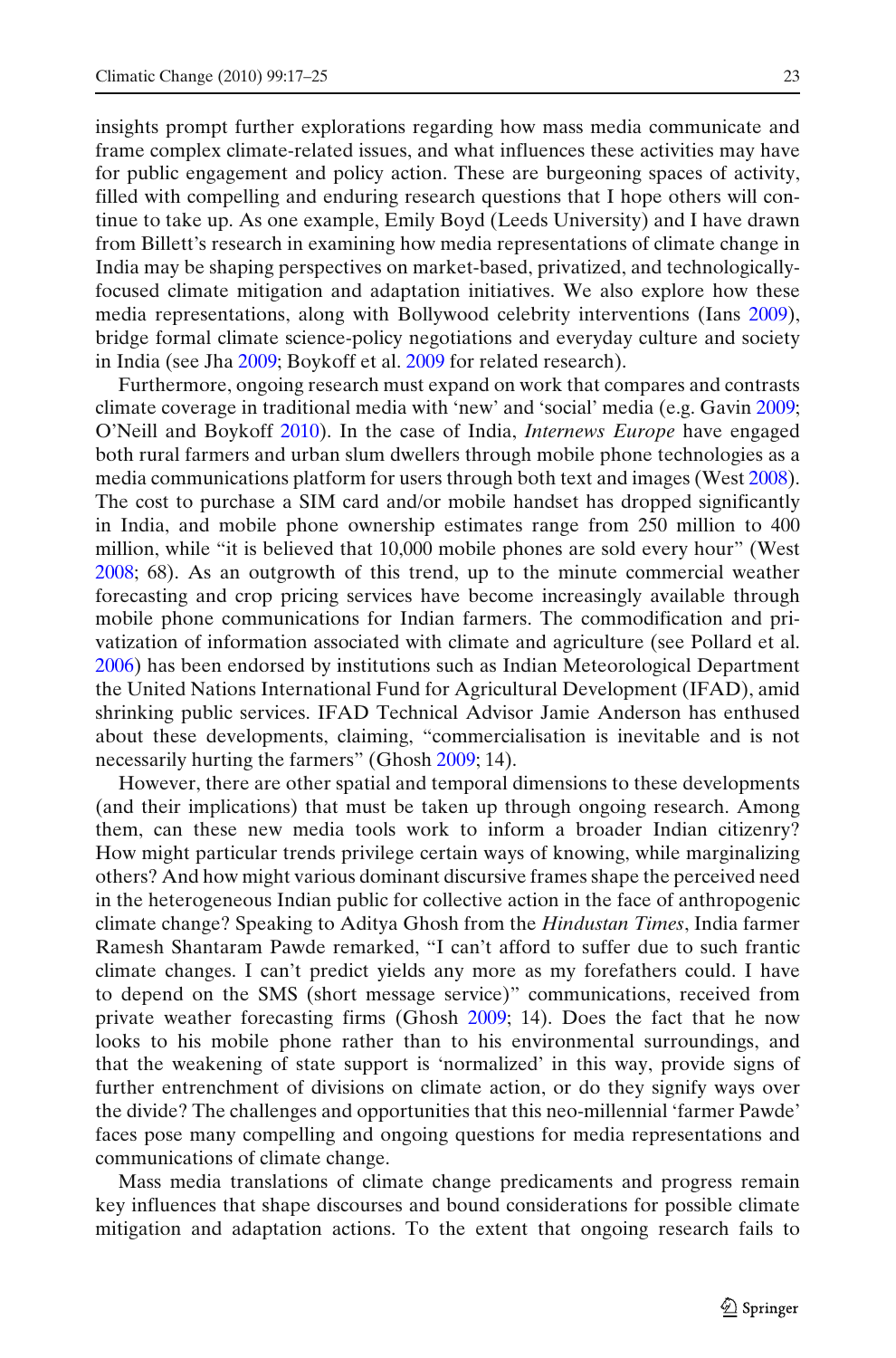insights prompt further explorations regarding how mass media communicate and frame complex climate-related issues, and what influences these activities may have for public engagement and policy action. These are burgeoning spaces of activity, filled with compelling and enduring research questions that I hope others will continue to take up. As one example, Emily Boyd (Leeds University) and I have drawn from Billett's research in examining how media representations of climate change in India may be shaping perspectives on market-based, privatized, and technologically-focused climate mitigation and adaptation initiatives. We also explore how these media representations, along with Bollywood celebrity interventions (Ians 2009), bridge formal climate science-policy negotiations and everyday culture and society in India (see Jha 2009; Boykoff et al. 2009 for related research).

Furthermore, ongoing research must expand on work that compares and contrasts climate coverage in traditional media with 'new' and 'social' media (e.g. Gavin 2009; O'Neill and Boykoff 2010). In the case of India, *Internews Europe* have engaged both rural farmers and urban slum dwellers through mobile phone technologies as a media communications platform for users through both text and images (West 2008). The cost to purchase a SIM card and/or mobile handset has dropped significantly in India, and mobile phone ownership estimates range from 250 million to 400 million, while "it is believed that 10,000 mobile phones are sold every hour" (West 2008; 68). As an outgrowth of this trend, up to the minute commercial weather forecasting and crop pricing services have become increasingly available through mobile phone communications for Indian farmers. The commodification and privatization of information associated with climate and agriculture (see Pollard et al. 2006) has been endorsed by institutions such as Indian Meteorological Department the United Nations International Fund for Agricultural Development (IFAD), amid shrinking public services. IFAD Technical Advisor Jamie Anderson has enthused about these developments, claiming, "commercialisation is inevitable and is not necessarily hurting the farmers" (Ghosh 2009; 14).

However, there are other spatial and temporal dimensions to these developments (and their implications) that must be taken up through ongoing research. Among them, can these new media tools work to inform a broader Indian citizenry? How might particular trends privilege certain ways of knowing, while marginalizing others? And how might various dominant discursive frames shape the perceived need in the heterogeneous Indian public for collective action in the face of anthropogenic climate change? Speaking to Aditya Ghosh from the *Hindustan Times*, India farmer Ramesh Shantaram Pawde remarked, "I can't afford to suffer due to such frantic climate changes. I can't predict yields any more as my forefathers could. I have to depend on the SMS (short message service)" communications, received from private weather forecasting firms (Ghosh 2009; 14). Does the fact that he now looks to his mobile phone rather than to his environmental surroundings, and that the weakening of state support is 'normalized' in this way, provide signs of further entrenchment of divisions on climate action, or do they signify ways over the divide? The challenges and opportunities that this neo-millennial 'farmer Pawde' faces pose many compelling and ongoing questions for media representations and communications of climate change.

Mass media translations of climate change predicaments and progress remain key influences that shape discourses and bound considerations for possible climate mitigation and adaptation actions. To the extent that ongoing research fails to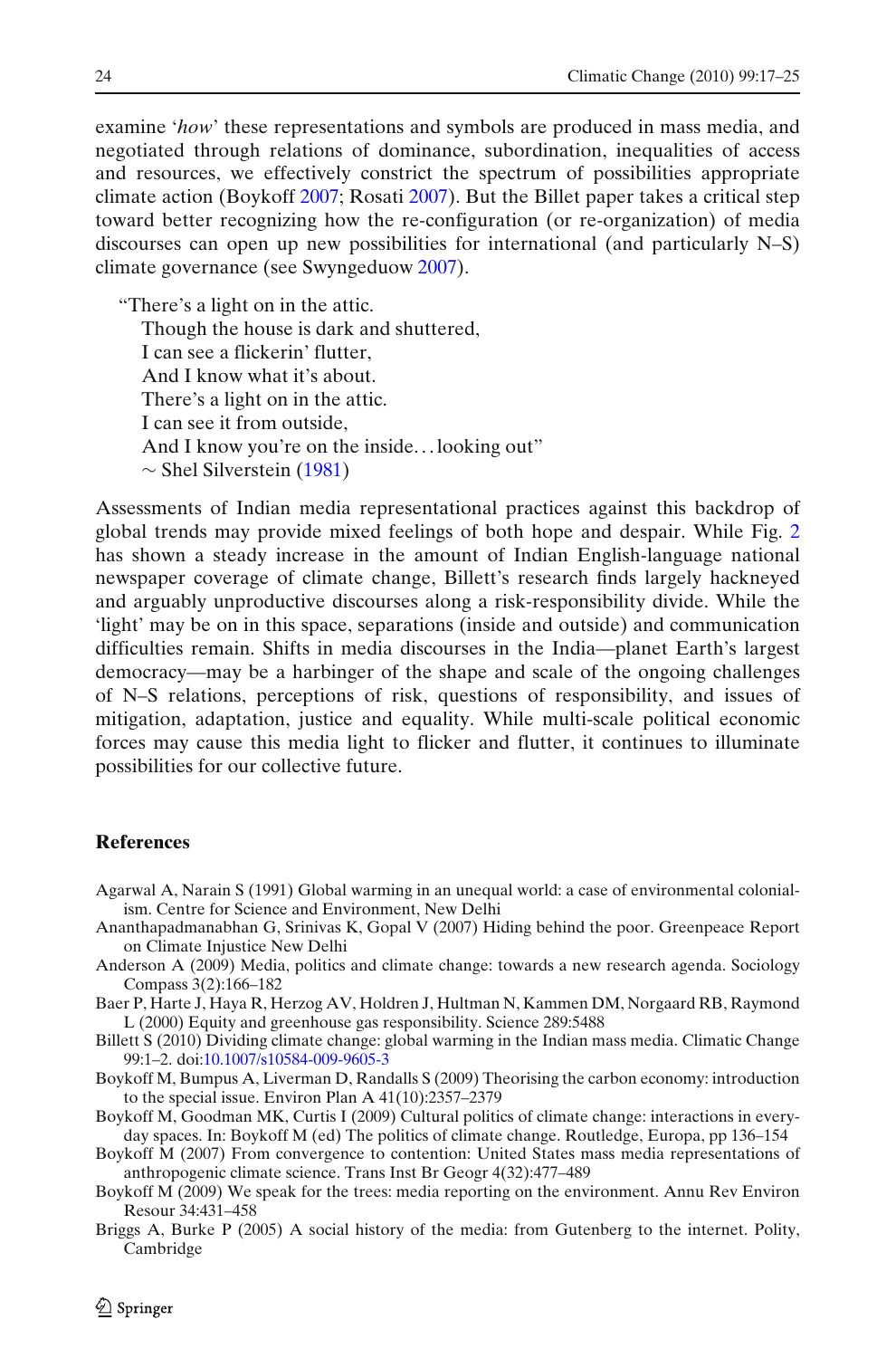examine '*how*' these representations and symbols are produced in mass media, and negotiated through relations of dominance, subordination, inequalities of access and resources, we effectively constrict the spectrum of possibilities appropriate climate action (Boykoff 2007; Rosati 2007). But the Billet paper takes a critical step toward better recognizing how the re-configuration (or re-organization) of media discourses can open up new possibilities for international (and particularly N–S) climate governance (see Swyngeduow 2007).

> "There's a light on in the attic.
> Though the house is dark and shuttered,
> I can see a flickerin' flutter,
> And I know what it's about.
> There's a light on in the attic.
> I can see it from outside,
> And I know you're on the inside…looking out"
> ∼ Shel Silverstein (1981)

Assessments of Indian media representational practices against this backdrop of global trends may provide mixed feelings of both hope and despair. While Fig. 2 has shown a steady increase in the amount of Indian English-language national newspaper coverage of climate change, Billett's research finds largely hackneyed and arguably unproductive discourses along a risk-responsibility divide. While the 'light' may be on in this space, separations (inside and outside) and communication difficulties remain. Shifts in media discourses in the India—planet Earth's largest democracy—may be a harbinger of the shape and scale of the ongoing challenges of N–S relations, perceptions of risk, questions of responsibility, and issues of mitigation, adaptation, justice and equality. While multi-scale political economic forces may cause this media light to flicker and flutter, it continues to illuminate possibilities for our collective future.

## References

Agarwal A, Narain S (1991) Global warming in an unequal world: a case of environmental colonialism. Centre for Science and Environment, New Delhi

Ananthapadmanabhan G, Srinivas K, Gopal V (2007) Hiding behind the poor. Greenpeace Report on Climate Injustice New Delhi

Anderson A (2009) Media, politics and climate change: towards a new research agenda. Sociology Compass 3(2):166–182

Baer P, Harte J, Haya R, Herzog AV, Holdren J, Hultman N, Kammen DM, Norgaard RB, Raymond L (2000) Equity and greenhouse gas responsibility. Science 289:5488

Billett S (2010) Dividing climate change: global warming in the Indian mass media. Climatic Change 99:1–2. doi:10.1007/s10584-009-9605-3

Boykoff M, Bumpus A, Liverman D, Randalls S (2009) Theorising the carbon economy: introduction to the special issue. Environ Plan A 41(10):2357–2379

Boykoff M, Goodman MK, Curtis I (2009) Cultural politics of climate change: interactions in everyday spaces. In: Boykoff M (ed) The politics of climate change. Routledge, Europa, pp 136–154

Boykoff M (2007) From convergence to contention: United States mass media representations of anthropogenic climate science. Trans Inst Br Geogr 4(32):477–489

Boykoff M (2009) We speak for the trees: media reporting on the environment. Annu Rev Environ Resour 34:431–458

Briggs A, Burke P (2005) A social history of the media: from Gutenberg to the internet. Polity, Cambridge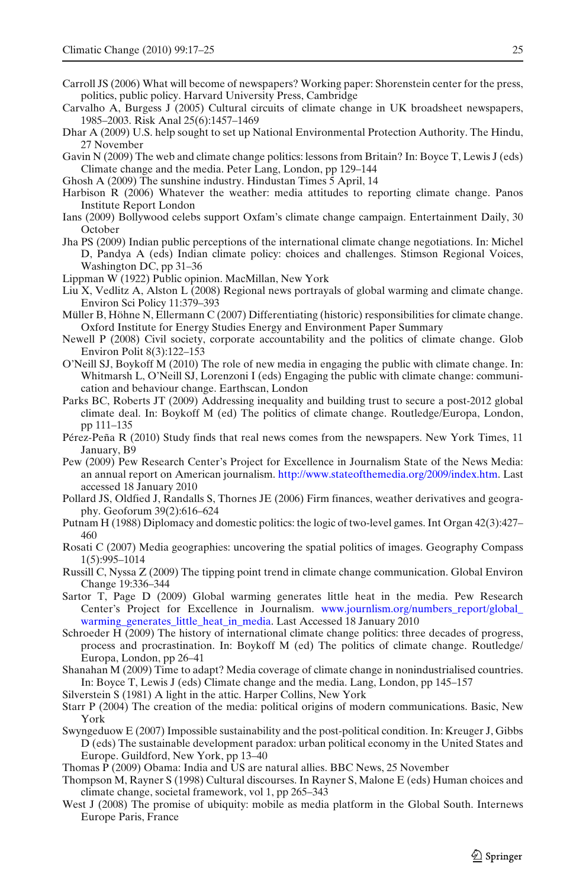Carroll JS (2006) What will become of newspapers? Working paper: Shorenstein center for the press, politics, public policy. Harvard University Press, Cambridge

Carvalho A, Burgess J (2005) Cultural circuits of climate change in UK broadsheet newspapers, 1985–2003. Risk Anal 25(6):1457–1469

Dhar A (2009) U.S. help sought to set up National Environmental Protection Authority. The Hindu, 27 November

Gavin N (2009) The web and climate change politics: lessons from Britain? In: Boyce T, Lewis J (eds) Climate change and the media. Peter Lang, London, pp 129–144

Ghosh A (2009) The sunshine industry. Hindustan Times 5 April, 14

Harbison R (2006) Whatever the weather: media attitudes to reporting climate change. Panos Institute Report London

Ians (2009) Bollywood celebs support Oxfam's climate change campaign. Entertainment Daily, 30 October

Jha PS (2009) Indian public perceptions of the international climate change negotiations. In: Michel D, Pandya A (eds) Indian climate policy: choices and challenges. Stimson Regional Voices, Washington DC, pp 31–36

Lippman W (1922) Public opinion. MacMillan, New York

Liu X, Vedlitz A, Alston L (2008) Regional news portrayals of global warming and climate change. Environ Sci Policy 11:379–393

Müller B, Höhne N, Ellermann C (2007) Differentiating (historic) responsibilities for climate change. Oxford Institute for Energy Studies Energy and Environment Paper Summary

Newell P (2008) Civil society, corporate accountability and the politics of climate change. Glob Environ Polit 8(3):122–153

O'Neill SJ, Boykoff M (2010) The role of new media in engaging the public with climate change. In: Whitmarsh L, O'Neill SJ, Lorenzoni I (eds) Engaging the public with climate change: communication and behaviour change. Earthscan, London

Parks BC, Roberts JT (2009) Addressing inequality and building trust to secure a post-2012 global climate deal. In: Boykoff M (ed) The politics of climate change. Routledge/Europa, London, pp 111–135

Pérez-Peña R (2010) Study finds that real news comes from the newspapers. New York Times, 11 January, B9

Pew (2009) Pew Research Center's Project for Excellence in Journalism State of the News Media: an annual report on American journalism. http://www.stateofthemedia.org/2009/index.htm. Last accessed 18 January 2010

Pollard JS, Oldfied J, Randalls S, Thornes JE (2006) Firm finances, weather derivatives and geography. Geoforum 39(2):616–624

Putnam H (1988) Diplomacy and domestic politics: the logic of two-level games. Int Organ 42(3):427–460

Rosati C (2007) Media geographies: uncovering the spatial politics of images. Geography Compass 1(5):995–1014

Russill C, Nyssa Z (2009) The tipping point trend in climate change communication. Global Environ Change 19:336–344

Sartor T, Page D (2009) Global warming generates little heat in the media. Pew Research Center's Project for Excellence in Journalism. www.journlism.org/numbers_report/global_warming_generates_little_heat_in_media. Last Accessed 18 January 2010

Schroeder H (2009) The history of international climate change politics: three decades of progress, process and procrastination. In: Boykoff M (ed) The politics of climate change. Routledge/Europa, London, pp 26–41

Shanahan M (2009) Time to adapt? Media coverage of climate change in nonindustrialised countries. In: Boyce T, Lewis J (eds) Climate change and the media. Lang, London, pp 145–157

Silverstein S (1981) A light in the attic. Harper Collins, New York

Starr P (2004) The creation of the media: political origins of modern communications. Basic, New York

Swyngeduow E (2007) Impossible sustainability and the post-political condition. In: Kreuger J, Gibbs D (eds) The sustainable development paradox: urban political economy in the United States and Europe. Guildford, New York, pp 13–40

Thomas P (2009) Obama: India and US are natural allies. BBC News, 25 November

Thompson M, Rayner S (1998) Cultural discourses. In Rayner S, Malone E (eds) Human choices and climate change, societal framework, vol 1, pp 265–343

West J (2008) The promise of ubiquity: mobile as media platform in the Global South. Internews Europe Paris, France